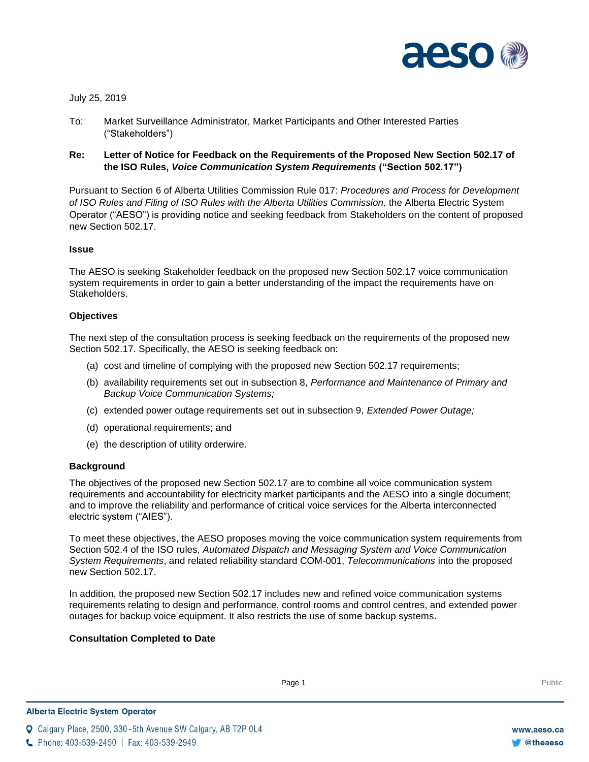July 25, 2019

To: Market Surveillance Administrator, Market Participants and Other Interested Parties (“Stakeholders”)

**Re: Letter of Notice for Feedback on the Requirements of the Proposed New Section 502.17 of the ISO Rules, *Voice Communication System Requirements* (“Section 502.17”)**

Pursuant to Section 6 of Alberta Utilities Commission Rule 017: *Procedures and Process for Development of ISO Rules and Filing of ISO Rules with the Alberta Utilities Commission,* the Alberta Electric System Operator (“AESO”) is providing notice and seeking feedback from Stakeholders on the content of proposed new Section 502.17.

**Issue**

The AESO is seeking Stakeholder feedback on the proposed new Section 502.17 voice communication system requirements in order to gain a better understanding of the impact the requirements have on Stakeholders.

**Objectives**

The next step of the consultation process is seeking feedback on the requirements of the proposed new Section 502.17. Specifically, the AESO is seeking feedback on:

(a) cost and timeline of complying with the proposed new Section 502.17 requirements;

(b) availability requirements set out in subsection 8, *Performance and Maintenance of Primary and Backup Voice Communication Systems;*

(c) extended power outage requirements set out in subsection 9, *Extended Power Outage;*

(d) operational requirements; and

(e) the description of utility orderwire.

**Background**

The objectives of the proposed new Section 502.17 are to combine all voice communication system requirements and accountability for electricity market participants and the AESO into a single document; and to improve the reliability and performance of critical voice services for the Alberta interconnected electric system (“AIES”).

To meet these objectives, the AESO proposes moving the voice communication system requirements from Section 502.4 of the ISO rules, *Automated Dispatch and Messaging System and Voice Communication System Requirements*, and related reliability standard COM-001, *Telecommunications* into the proposed new Section 502.17.

In addition, the proposed new Section 502.17 includes new and refined voice communication systems requirements relating to design and performance, control rooms and control centres, and extended power outages for backup voice equipment. It also restricts the use of some backup systems.

**Consultation Completed to Date**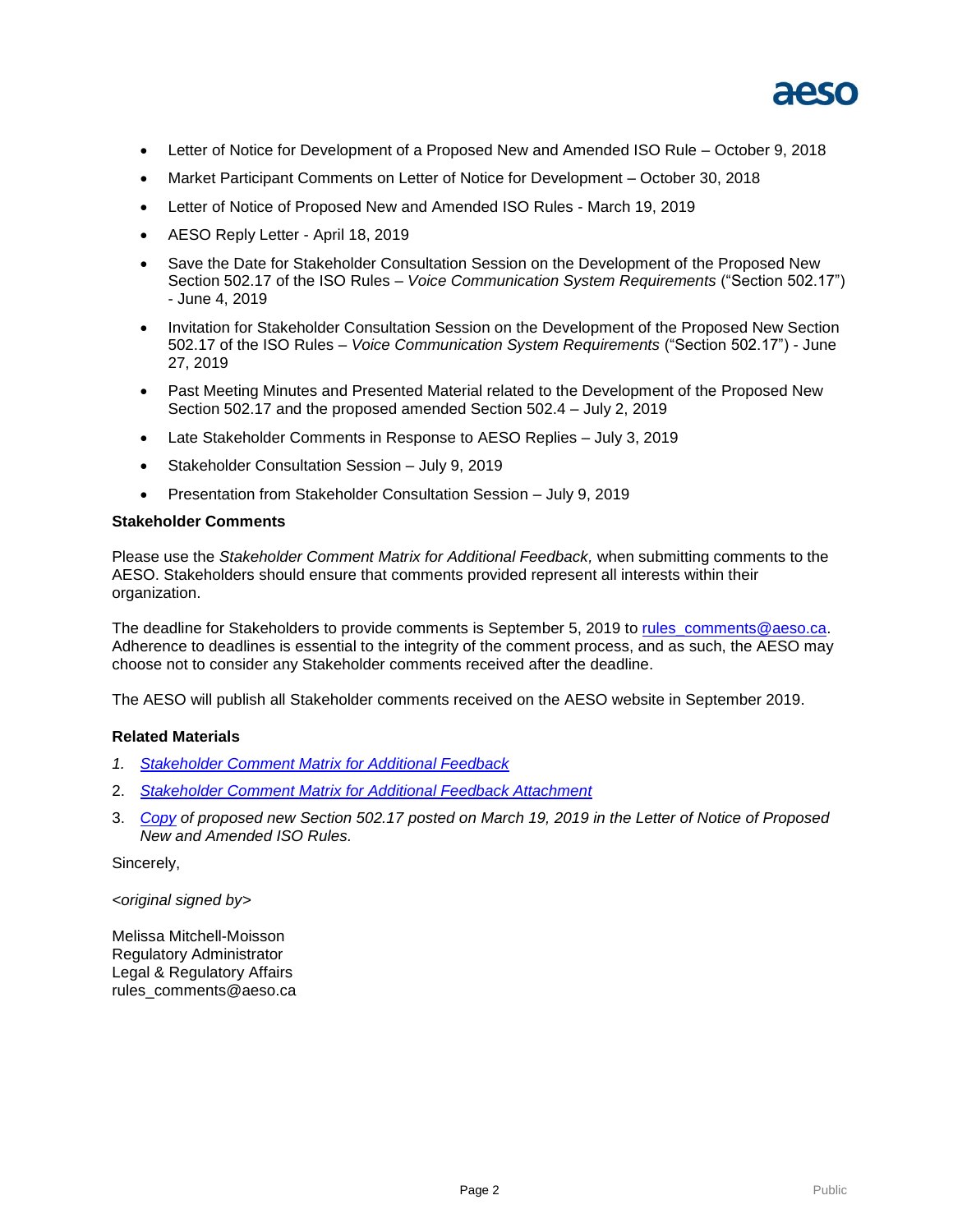- Letter of Notice for Development of a Proposed New and Amended ISO Rule – October 9, 2018
- Market Participant Comments on Letter of Notice for Development – October 30, 2018
- Letter of Notice of Proposed New and Amended ISO Rules - March 19, 2019
- AESO Reply Letter - April 18, 2019
- Save the Date for Stakeholder Consultation Session on the Development of the Proposed New Section 502.17 of the ISO Rules – *Voice Communication System Requirements* ("Section 502.17") - June 4, 2019
- Invitation for Stakeholder Consultation Session on the Development of the Proposed New Section 502.17 of the ISO Rules – *Voice Communication System Requirements* ("Section 502.17") - June 27, 2019
- Past Meeting Minutes and Presented Material related to the Development of the Proposed New Section 502.17 and the proposed amended Section 502.4 – July 2, 2019
- Late Stakeholder Comments in Response to AESO Replies – July 3, 2019
- Stakeholder Consultation Session – July 9, 2019
- Presentation from Stakeholder Consultation Session – July 9, 2019

**Stakeholder Comments**

Please use the *Stakeholder Comment Matrix for Additional Feedback,* when submitting comments to the AESO. Stakeholders should ensure that comments provided represent all interests within their organization.

The deadline for Stakeholders to provide comments is September 5, 2019 to rules_comments@aeso.ca. Adherence to deadlines is essential to the integrity of the comment process, and as such, the AESO may choose not to consider any Stakeholder comments received after the deadline.

The AESO will publish all Stakeholder comments received on the AESO website in September 2019.

**Related Materials**

1. *Stakeholder Comment Matrix for Additional Feedback*
2. *Stakeholder Comment Matrix for Additional Feedback Attachment*
3. *Copy of proposed new Section 502.17 posted on March 19, 2019 in the Letter of Notice of Proposed New and Amended ISO Rules.*

Sincerely,

*<original signed by>*

Melissa Mitchell-Moisson
Regulatory Administrator
Legal & Regulatory Affairs
rules_comments@aeso.ca